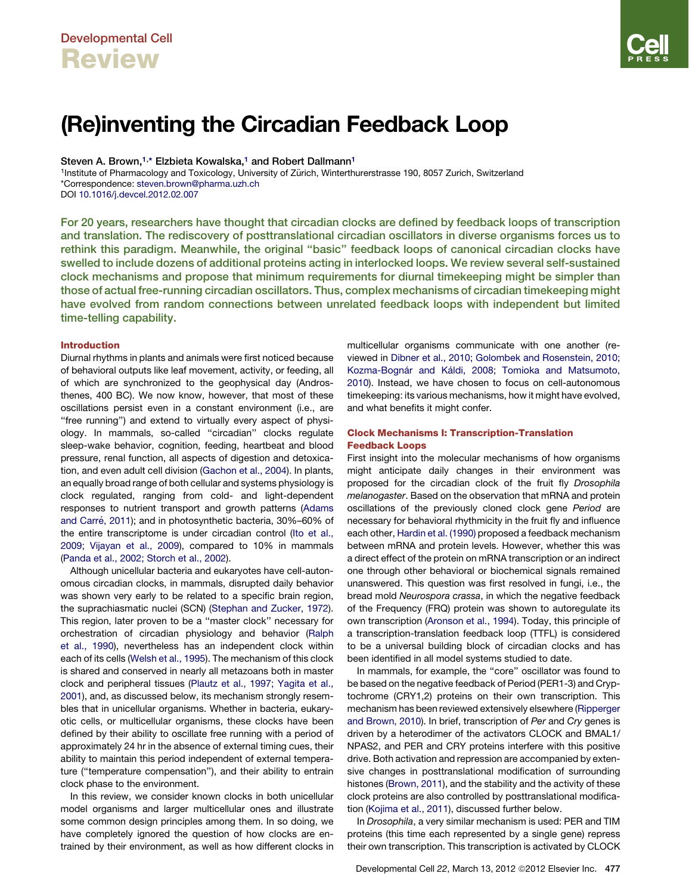Developmental Cell

Review

# (Re)inventing the Circadian Feedback Loop

Steven A. Brown,[1,*] Elzbieta Kowalska,[1] and Robert Dallmann[1]

[1]Institute of Pharmacology and Toxicology, University of Zürich, Winterthurerstrasse 190, 8057 Zurich, Switzerland

*Correspondence: steven.brown@pharma.uzh.ch

DOI 10.1016/j.devcel.2012.02.007

**For 20 years, researchers have thought that circadian clocks are defined by feedback loops of transcription and translation. The rediscovery of posttranslational circadian oscillators in diverse organisms forces us to rethink this paradigm. Meanwhile, the original "basic" feedback loops of canonical circadian clocks have swelled to include dozens of additional proteins acting in interlocked loops. We review several self-sustained clock mechanisms and propose that minimum requirements for diurnal timekeeping might be simpler than those of actual free-running circadian oscillators. Thus, complex mechanisms of circadian timekeeping might have evolved from random connections between unrelated feedback loops with independent but limited time-telling capability.**

## Introduction

Diurnal rhythms in plants and animals were first noticed because of behavioral outputs like leaf movement, activity, or feeding, all of which are synchronized to the geophysical day (Androsthenes, 400 BC). We now know, however, that most of these oscillations persist even in a constant environment (i.e., are "free running") and extend to virtually every aspect of physiology. In mammals, so-called "circadian" clocks regulate sleep-wake behavior, cognition, feeding, heartbeat and blood pressure, renal function, all aspects of digestion and detoxication, and even adult cell division (Gachon et al., 2004). In plants, an equally broad range of both cellular and systems physiology is clock regulated, ranging from cold- and light-dependent responses to nutrient transport and growth patterns (Adams and Carré, 2011); and in photosynthetic bacteria, 30%–60% of the entire transcriptome is under circadian control (Ito et al., 2009; Vijayan et al., 2009), compared to 10% in mammals (Panda et al., 2002; Storch et al., 2002).

Although unicellular bacteria and eukaryotes have cell-autonomous circadian clocks, in mammals, disrupted daily behavior was shown very early to be related to a specific brain region, the suprachiasmatic nuclei (SCN) (Stephan and Zucker, 1972). This region, later proven to be a "master clock" necessary for orchestration of circadian physiology and behavior (Ralph et al., 1990), nevertheless has an independent clock within each of its cells (Welsh et al., 1995). The mechanism of this clock is shared and conserved in nearly all metazoans both in master clock and peripheral tissues (Plautz et al., 1997; Yagita et al., 2001), and, as discussed below, its mechanism strongly resembles that in unicellular organisms. Whether in bacteria, eukaryotic cells, or multicellular organisms, these clocks have been defined by their ability to oscillate free running with a period of approximately 24 hr in the absence of external timing cues, their ability to maintain this period independent of external temperature ("temperature compensation"), and their ability to entrain clock phase to the environment.

In this review, we consider known clocks in both unicellular model organisms and larger multicellular ones and illustrate some common design principles among them. In so doing, we have completely ignored the question of how clocks are entrained by their environment, as well as how different clocks in multicellular organisms communicate with one another (reviewed in Dibner et al., 2010; Golombek and Rosenstein, 2010; Kozma-Bognár and Káldi, 2008; Tomioka and Matsumoto, 2010). Instead, we have chosen to focus on cell-autonomous timekeeping: its various mechanisms, how it might have evolved, and what benefits it might confer.

## Clock Mechanisms I: Transcription-Translation Feedback Loops

First insight into the molecular mechanisms of how organisms might anticipate daily changes in their environment was proposed for the circadian clock of the fruit fly *Drosophila melanogaster*. Based on the observation that mRNA and protein oscillations of the previously cloned clock gene *Period* are necessary for behavioral rhythmicity in the fruit fly and influence each other, Hardin et al. (1990) proposed a feedback mechanism between mRNA and protein levels. However, whether this was a direct effect of the protein on mRNA transcription or an indirect one through other behavioral or biochemical signals remained unanswered. This question was first resolved in fungi, i.e., the bread mold *Neurospora crassa*, in which the negative feedback of the Frequency (FRQ) protein was shown to autoregulate its own transcription (Aronson et al., 1994). Today, this principle of a transcription-translation feedback loop (TTFL) is considered to be a universal building block of circadian clocks and has been identified in all model systems studied to date.

In mammals, for example, the "core" oscillator was found to be based on the negative feedback of Period (PER1-3) and Cryptochrome (CRY1,2) proteins on their own transcription. This mechanism has been reviewed extensively elsewhere (Ripperger and Brown, 2010). In brief, transcription of *Per* and *Cry* genes is driven by a heterodimer of the activators CLOCK and BMAL1/NPAS2, and PER and CRY proteins interfere with this positive drive. Both activation and repression are accompanied by extensive changes in posttranslational modification of surrounding histones (Brown, 2011), and the stability and the activity of these clock proteins are also controlled by posttranslational modification (Kojima et al., 2011), discussed further below.

In *Drosophila*, a very similar mechanism is used: PER and TIM proteins (this time each represented by a single gene) repress their own transcription. This transcription is activated by CLOCK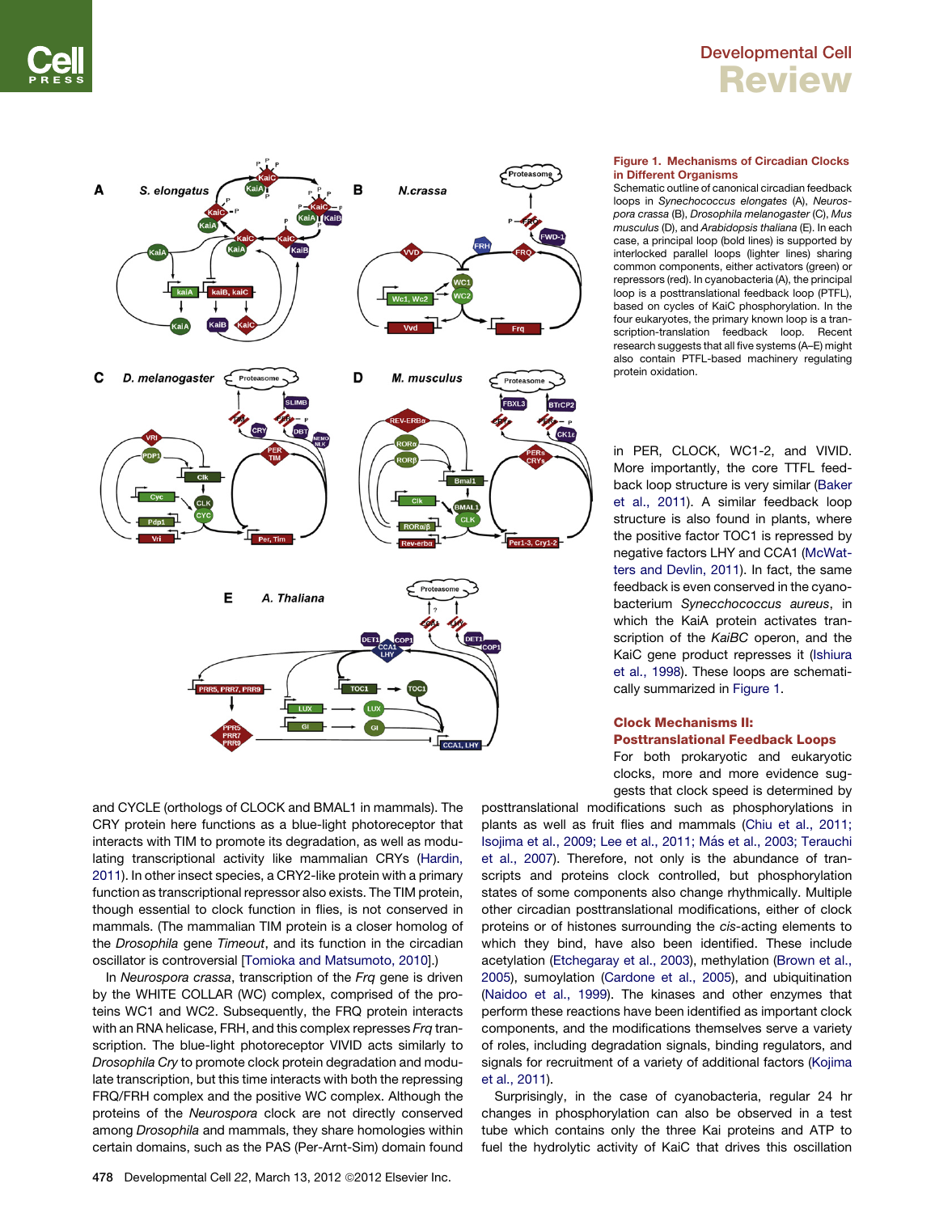**Figure 1. Mechanisms of Circadian Clocks in Different Organisms**

Schematic outline of canonical circadian feedback loops in *Synechococcus elongates* (A), *Neurospora crassa* (B), *Drosophila melanogaster* (C), *Mus musculus* (D), and *Arabidopsis thaliana* (E). In each case, a principal loop (bold lines) is supported by interlocked parallel loops (lighter lines) sharing common components, either activators (green) or repressors (red). In cyanobacteria (A), the principal loop is a posttranslational feedback loop (PTFL), based on cycles of KaiC phosphorylation. In the four eukaryotes, the primary known loop is a transcription-translation feedback loop. Recent research suggests that all five systems (A–E) might also contain PTFL-based machinery regulating protein oxidation.

and CYCLE (orthologs of CLOCK and BMAL1 in mammals). The CRY protein here functions as a blue-light photoreceptor that interacts with TIM to promote its degradation, as well as modulating transcriptional activity like mammalian CRYs (Hardin, 2011). In other insect species, a CRY2-like protein with a primary function as transcriptional repressor also exists. The TIM protein, though essential to clock function in flies, is not conserved in mammals. (The mammalian TIM protein is a closer homolog of the *Drosophila* gene *Timeout*, and its function in the circadian oscillator is controversial [Tomioka and Matsumoto, 2010].)

In *Neurospora crassa*, transcription of the *Frq* gene is driven by the WHITE COLLAR (WC) complex, comprised of the proteins WC1 and WC2. Subsequently, the FRQ protein interacts with an RNA helicase, FRH, and this complex represses *Frq* transcription. The blue-light photoreceptor VIVID acts similarly to *Drosophila Cry* to promote clock protein degradation and modulate transcription, but this time interacts with both the repressing FRQ/FRH complex and the positive WC complex. Although the proteins of the *Neurospora* clock are not directly conserved among *Drosophila* and mammals, they share homologies within certain domains, such as the PAS (Per-Arnt-Sim) domain found in PER, CLOCK, WC1-2, and VIVID. More importantly, the core TTFL feedback loop structure is very similar (Baker et al., 2011). A similar feedback loop structure is also found in plants, where the positive factor TOC1 is repressed by negative factors LHY and CCA1 (McWatters and Devlin, 2011). In fact, the same feedback is even conserved in the cyanobacterium *Synecchococcus aureus*, in which the KaiA protein activates transcription of the *KaiBC* operon, and the KaiC gene product represses it (Ishiura et al., 1998). These loops are schematically summarized in Figure 1.

## Clock Mechanisms II: Posttranslational Feedback Loops

For both prokaryotic and eukaryotic clocks, more and more evidence suggests that clock speed is determined by posttranslational modifications such as phosphorylations in plants as well as fruit flies and mammals (Chiu et al., 2011; Isojima et al., 2009; Lee et al., 2011; Más et al., 2003; Terauchi et al., 2007). Therefore, not only is the abundance of transcripts and proteins clock controlled, but phosphorylation states of some components also change rhythmically. Multiple other circadian posttranslational modifications, either of clock proteins or of histones surrounding the *cis*-acting elements to which they bind, have also been identified. These include acetylation (Etchegaray et al., 2003), methylation (Brown et al., 2005), sumoylation (Cardone et al., 2005), and ubiquitination (Naidoo et al., 1999). The kinases and other enzymes that perform these reactions have been identified as important clock components, and the modifications themselves serve a variety of roles, including degradation signals, binding regulators, and signals for recruitment of a variety of additional factors (Kojima et al., 2011).

Surprisingly, in the case of cyanobacteria, regular 24 hr changes in phosphorylation can also be observed in a test tube which contains only the three Kai proteins and ATP to fuel the hydrolytic activity of KaiC that drives this oscillation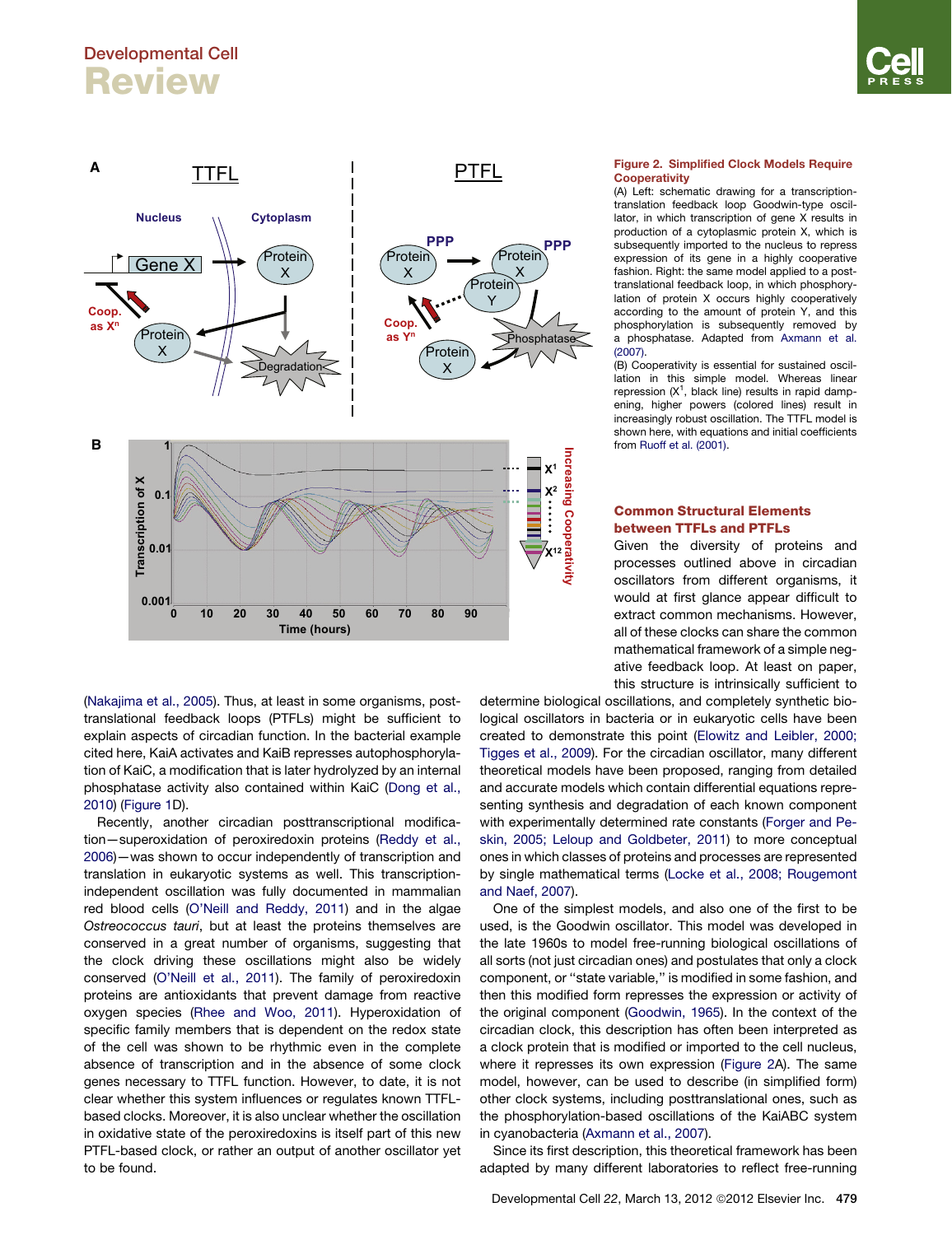Figure 2. Simplified Clock Models Require Cooperativity

(A) Left: schematic drawing for a transcription-translation feedback loop Goodwin-type oscillator, in which transcription of gene X results in production of a cytoplasmic protein X, which is subsequently imported to the nucleus to repress expression of its gene in a highly cooperative fashion. Right: the same model applied to a post-translational feedback loop, in which phosphorylation of protein X occurs highly cooperatively according to the amount of protein Y, and this phosphorylation is subsequently removed by a phosphatase. Adapted from Axmann et al. (2007).

(B) Cooperativity is essential for sustained oscillation in this simple model. Whereas linear repression ($X^1$, black line) results in rapid dampening, higher powers (colored lines) result in increasingly robust oscillation. The TTFL model is shown here, with equations and initial coefficients from Ruoff et al. (2001).

(Nakajima et al., 2005). Thus, at least in some organisms, post-translational feedback loops (PTFLs) might be sufficient to explain aspects of circadian function. In the bacterial example cited here, KaiA activates and KaiB represses autophosphorylation of KaiC, a modification that is later hydrolyzed by an internal phosphatase activity also contained within KaiC (Dong et al., 2010) (Figure 1D).

Recently, another circadian posttranscriptional modification—superoxidation of peroxiredoxin proteins (Reddy et al., 2006)—was shown to occur independently of transcription and translation in eukaryotic systems as well. This transcription-independent oscillation was fully documented in mammalian red blood cells (O'Neill and Reddy, 2011) and in the algae *Ostreococcus tauri*, but at least the proteins themselves are conserved in a great number of organisms, suggesting that the clock driving these oscillations might also be widely conserved (O'Neill et al., 2011). The family of peroxiredoxin proteins are antioxidants that prevent damage from reactive oxygen species (Rhee and Woo, 2011). Hyperoxidation of specific family members that is dependent on the redox state of the cell was shown to be rhythmic even in the complete absence of transcription and in the absence of some clock genes necessary to TTFL function. However, to date, it is not clear whether this system influences or regulates known TTFL-based clocks. Moreover, it is also unclear whether the oscillation in oxidative state of the peroxiredoxins is itself part of this new PTFL-based clock, or rather an output of another oscillator yet to be found.

## Common Structural Elements between TTFLs and PTFLs

Given the diversity of proteins and processes outlined above in circadian oscillators from different organisms, it would at first glance appear difficult to extract common mechanisms. However, all of these clocks can share the common mathematical framework of a simple negative feedback loop. At least on paper, this structure is intrinsically sufficient to determine biological oscillations, and completely synthetic biological oscillators in bacteria or in eukaryotic cells have been created to demonstrate this point (Elowitz and Leibler, 2000; Tigges et al., 2009). For the circadian oscillator, many different theoretical models have been proposed, ranging from detailed and accurate models which contain differential equations representing synthesis and degradation of each known component with experimentally determined rate constants (Forger and Peskin, 2005; Leloup and Goldbeter, 2011) to more conceptual ones in which classes of proteins and processes are represented by single mathematical terms (Locke et al., 2008; Rougemont and Naef, 2007).

One of the simplest models, and also one of the first to be used, is the Goodwin oscillator. This model was developed in the late 1960s to model free-running biological oscillations of all sorts (not just circadian ones) and postulates that only a clock component, or "state variable," is modified in some fashion, and then this modified form represses the expression or activity of the original component (Goodwin, 1965). In the context of the circadian clock, this description has often been interpreted as a clock protein that is modified or imported to the cell nucleus, where it represses its own expression (Figure 2A). The same model, however, can be used to describe (in simplified form) other clock systems, including posttranslational ones, such as the phosphorylation-based oscillations of the KaiABC system in cyanobacteria (Axmann et al., 2007).

Since its first description, this theoretical framework has been adapted by many different laboratories to reflect free-running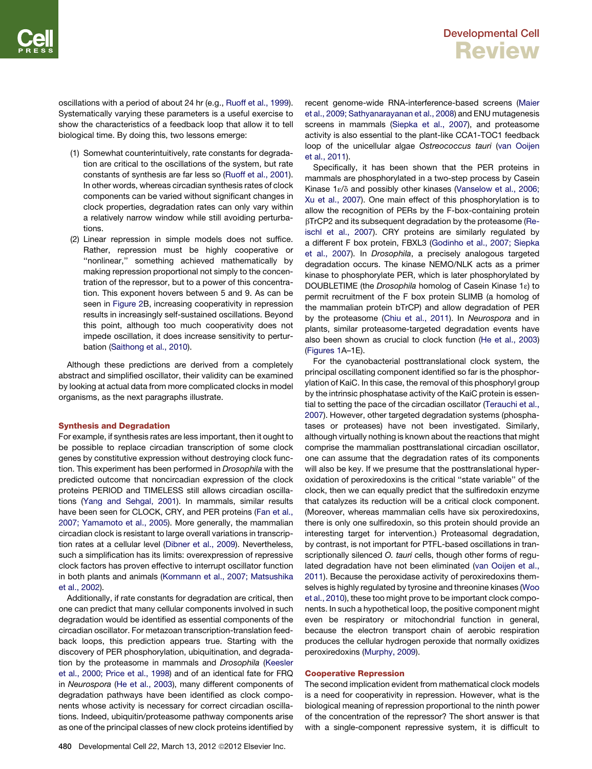oscillations with a period of about 24 hr (e.g., Ruoff et al., 1999). Systematically varying these parameters is a useful exercise to show the characteristics of a feedback loop that allow it to tell biological time. By doing this, two lessons emerge:

1. Somewhat counterintuitively, rate constants for degradation are critical to the oscillations of the system, but rate constants of synthesis are far less so (Ruoff et al., 2001). In other words, whereas circadian synthesis rates of clock components can be varied without significant changes in clock properties, degradation rates can only vary within a relatively narrow window while still avoiding perturbations.
2. Linear repression in simple models does not suffice. Rather, repression must be highly cooperative or "nonlinear," something achieved mathematically by making repression proportional not simply to the concentration of the repressor, but to a power of this concentration. This exponent hovers between 5 and 9. As can be seen in Figure 2B, increasing cooperativity in repression results in increasingly self-sustained oscillations. Beyond this point, although too much cooperativity does not impede oscillation, it does increase sensitivity to perturbation (Saithong et al., 2010).

Although these predictions are derived from a completely abstract and simplified oscillator, their validity can be examined by looking at actual data from more complicated clocks in model organisms, as the next paragraphs illustrate.

## Synthesis and Degradation

For example, if synthesis rates are less important, then it ought to be possible to replace circadian transcription of some clock genes by constitutive expression without destroying clock function. This experiment has been performed in *Drosophila* with the predicted outcome that noncircadian expression of the clock proteins PERIOD and TIMELESS still allows circadian oscillations (Yang and Sehgal, 2001). In mammals, similar results have been seen for CLOCK, CRY, and PER proteins (Fan et al., 2007; Yamamoto et al., 2005). More generally, the mammalian circadian clock is resistant to large overall variations in transcription rates at a cellular level (Dibner et al., 2009). Nevertheless, such a simplification has its limits: overexpression of repressive clock factors has proven effective to interrupt oscillator function in both plants and animals (Kornmann et al., 2007; Matsushika et al., 2002).

Additionally, if rate constants for degradation are critical, then one can predict that many cellular components involved in such degradation would be identified as essential components of the circadian oscillator. For metazoan transcription-translation feedback loops, this prediction appears true. Starting with the discovery of PER phosphorylation, ubiquitination, and degradation by the proteasome in mammals and *Drosophila* (Keesler et al., 2000; Price et al., 1998) and of an identical fate for FRQ in *Neurospora* (He et al., 2003), many different components of degradation pathways have been identified as clock components whose activity is necessary for correct circadian oscillations. Indeed, ubiquitin/proteasome pathway components arise as one of the principal classes of new clock proteins identified by recent genome-wide RNA-interference-based screens (Maier et al., 2009; Sathyanarayanan et al., 2008) and ENU mutagenesis screens in mammals (Siepka et al., 2007), and proteasome activity is also essential to the plant-like CCA1-TOC1 feedback loop of the unicellular algae *Ostreococcus tauri* (van Ooijen et al., 2011).

Specifically, it has been shown that the PER proteins in mammals are phosphorylated in a two-step process by Casein Kinase 1ε/δ and possibly other kinases (Vanselow et al., 2006; Xu et al., 2007). One main effect of this phosphorylation is to allow the recognition of PERs by the F-box-containing protein βTrCP2 and its subsequent degradation by the proteasome (Reischl et al., 2007). CRY proteins are similarly regulated by a different F box protein, FBXL3 (Godinho et al., 2007; Siepka et al., 2007). In *Drosophila*, a precisely analogous targeted degradation occurs. The kinase NEMO/NLK acts as a primer kinase to phosphorylate PER, which is later phosphorylated by DOUBLETIME (the *Drosophila* homolog of Casein Kinase 1ε) to permit recruitment of the F box protein SLIMB (a homolog of the mammalian protein bTrCP) and allow degradation of PER by the proteasome (Chiu et al., 2011). In *Neurospora* and in plants, similar proteasome-targeted degradation events have also been shown as crucial to clock function (He et al., 2003) (Figures 1A–1E).

For the cyanobacterial posttranslational clock system, the principal oscillating component identified so far is the phosphorylation of KaiC. In this case, the removal of this phosphoryl group by the intrinsic phosphatase activity of the KaiC protein is essential to setting the pace of the circadian oscillator (Terauchi et al., 2007). However, other targeted degradation systems (phosphatases or proteases) have not been investigated. Similarly, although virtually nothing is known about the reactions that might comprise the mammalian posttranslational circadian oscillator, one can assume that the degradation rates of its components will also be key. If we presume that the posttranslational hyperoxidation of peroxiredoxins is the critical "state variable" of the clock, then we can equally predict that the sulfiredoxin enzyme that catalyzes its reduction will be a critical clock component. (Moreover, whereas mammalian cells have six peroxiredoxins, there is only one sulfiredoxin, so this protein should provide an interesting target for intervention.) Proteasomal degradation, by contrast, is not important for PTFL-based oscillations in transcriptionally silenced *O. tauri* cells, though other forms of regulated degradation have not been eliminated (van Ooijen et al., 2011). Because the peroxidase activity of peroxiredoxins themselves is highly regulated by tyrosine and threonine kinases (Woo et al., 2010), these too might prove to be important clock components. In such a hypothetical loop, the positive component might even be respiratory or mitochondrial function in general, because the electron transport chain of aerobic respiration produces the cellular hydrogen peroxide that normally oxidizes peroxiredoxins (Murphy, 2009).

## Cooperative Repression

The second implication evident from mathematical clock models is a need for cooperativity in repression. However, what is the biological meaning of repression proportional to the ninth power of the concentration of the repressor? The short answer is that with a single-component repressive system, it is difficult to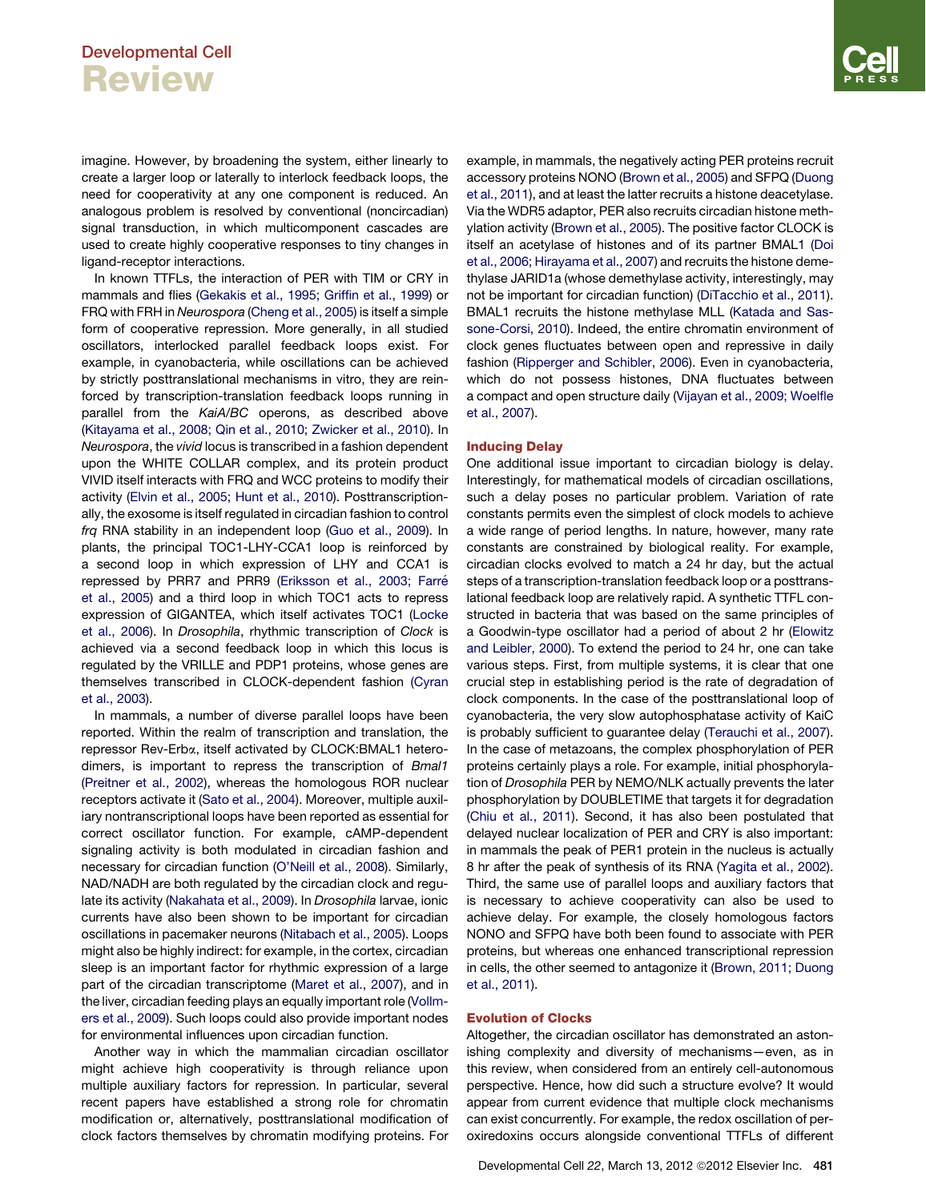imagine. However, by broadening the system, either linearly to create a larger loop or laterally to interlock feedback loops, the need for cooperativity at any one component is reduced. An analogous problem is resolved by conventional (noncircadian) signal transduction, in which multicomponent cascades are used to create highly cooperative responses to tiny changes in ligand-receptor interactions.

In known TTFLs, the interaction of PER with TIM or CRY in mammals and flies (Gekakis et al., 1995; Griffin et al., 1999) or FRQ with FRH in *Neurospora* (Cheng et al., 2005) is itself a simple form of cooperative repression. More generally, in all studied oscillators, interlocked parallel feedback loops exist. For example, in cyanobacteria, while oscillations can be achieved by strictly posttranslational mechanisms in vitro, they are reinforced by transcription-translation feedback loops running in parallel from the *KaiA/BC* operons, as described above (Kitayama et al., 2008; Qin et al., 2010; Zwicker et al., 2010). In *Neurospora*, the *vivid* locus is transcribed in a fashion dependent upon the WHITE COLLAR complex, and its protein product VIVID itself interacts with FRQ and WCC proteins to modify their activity (Elvin et al., 2005; Hunt et al., 2010). Posttranscriptionally, the exosome is itself regulated in circadian fashion to control *frq* RNA stability in an independent loop (Guo et al., 2009). In plants, the principal TOC1-LHY-CCA1 loop is reinforced by a second loop in which expression of LHY and CCA1 is repressed by PRR7 and PRR9 (Eriksson et al., 2003; Farré et al., 2005) and a third loop in which TOC1 acts to repress expression of GIGANTEA, which itself activates TOC1 (Locke et al., 2006). In *Drosophila*, rhythmic transcription of *Clock* is achieved via a second feedback loop in which this locus is regulated by the VRILLE and PDP1 proteins, whose genes are themselves transcribed in CLOCK-dependent fashion (Cyran et al., 2003).

In mammals, a number of diverse parallel loops have been reported. Within the realm of transcription and translation, the repressor Rev-Erbα, itself activated by CLOCK:BMAL1 heterodimers, is important to repress the transcription of *Bmal1* (Preitner et al., 2002), whereas the homologous ROR nuclear receptors activate it (Sato et al., 2004). Moreover, multiple auxiliary nontranscriptional loops have been reported as essential for correct oscillator function. For example, cAMP-dependent signaling activity is both modulated in circadian fashion and necessary for circadian function (O'Neill et al., 2008). Similarly, NAD/NADH are both regulated by the circadian clock and regulate its activity (Nakahata et al., 2009). In *Drosophila* larvae, ionic currents have also been shown to be important for circadian oscillations in pacemaker neurons (Nitabach et al., 2005). Loops might also be highly indirect: for example, in the cortex, circadian sleep is an important factor for rhythmic expression of a large part of the circadian transcriptome (Maret et al., 2007), and in the liver, circadian feeding plays an equally important role (Vollmers et al., 2009). Such loops could also provide important nodes for environmental influences upon circadian function.

Another way in which the mammalian circadian oscillator might achieve high cooperativity is through reliance upon multiple auxiliary factors for repression. In particular, several recent papers have established a strong role for chromatin modification or, alternatively, posttranslational modification of clock factors themselves by chromatin modifying proteins. For example, in mammals, the negatively acting PER proteins recruit accessory proteins NONO (Brown et al., 2005) and SFPQ (Duong et al., 2011), and at least the latter recruits a histone deacetylase. Via the WDR5 adaptor, PER also recruits circadian histone methylation activity (Brown et al., 2005). The positive factor CLOCK is itself an acetylase of histones and of its partner BMAL1 (Doi et al., 2006; Hirayama et al., 2007) and recruits the histone demethylase JARID1a (whose demethylase activity, interestingly, may not be important for circadian function) (DiTacchio et al., 2011). BMAL1 recruits the histone methylase MLL (Katada and Sassone-Corsi, 2010). Indeed, the entire chromatin environment of clock genes fluctuates between open and repressive in daily fashion (Ripperger and Schibler, 2006). Even in cyanobacteria, which do not possess histones, DNA fluctuates between a compact and open structure daily (Vijayan et al., 2009; Woelfle et al., 2007).

## Inducing Delay

One additional issue important to circadian biology is delay. Interestingly, for mathematical models of circadian oscillations, such a delay poses no particular problem. Variation of rate constants permits even the simplest of clock models to achieve a wide range of period lengths. In nature, however, many rate constants are constrained by biological reality. For example, circadian clocks evolved to match a 24 hr day, but the actual steps of a transcription-translation feedback loop or a posttranslational feedback loop are relatively rapid. A synthetic TTFL constructed in bacteria that was based on the same principles of a Goodwin-type oscillator had a period of about 2 hr (Elowitz and Leibler, 2000). To extend the period to 24 hr, one can take various steps. First, from multiple systems, it is clear that one crucial step in establishing period is the rate of degradation of clock components. In the case of the posttranslational loop of cyanobacteria, the very slow autophosphatase activity of KaiC is probably sufficient to guarantee delay (Terauchi et al., 2007). In the case of metazoans, the complex phosphorylation of PER proteins certainly plays a role. For example, initial phosphorylation of *Drosophila* PER by NEMO/NLK actually prevents the later phosphorylation by DOUBLETIME that targets it for degradation (Chiu et al., 2011). Second, it has also been postulated that delayed nuclear localization of PER and CRY is also important: in mammals the peak of PER1 protein in the nucleus is actually 8 hr after the peak of synthesis of its RNA (Yagita et al., 2002). Third, the same use of parallel loops and auxiliary factors that is necessary to achieve cooperativity can also be used to achieve delay. For example, the closely homologous factors NONO and SFPQ have both been found to associate with PER proteins, but whereas one enhanced transcriptional repression in cells, the other seemed to antagonize it (Brown, 2011; Duong et al., 2011).

## Evolution of Clocks

Altogether, the circadian oscillator has demonstrated an astonishing complexity and diversity of mechanisms—even, as in this review, when considered from an entirely cell-autonomous perspective. Hence, how did such a structure evolve? It would appear from current evidence that multiple clock mechanisms can exist concurrently. For example, the redox oscillation of peroxiredoxins occurs alongside conventional TTFLs of different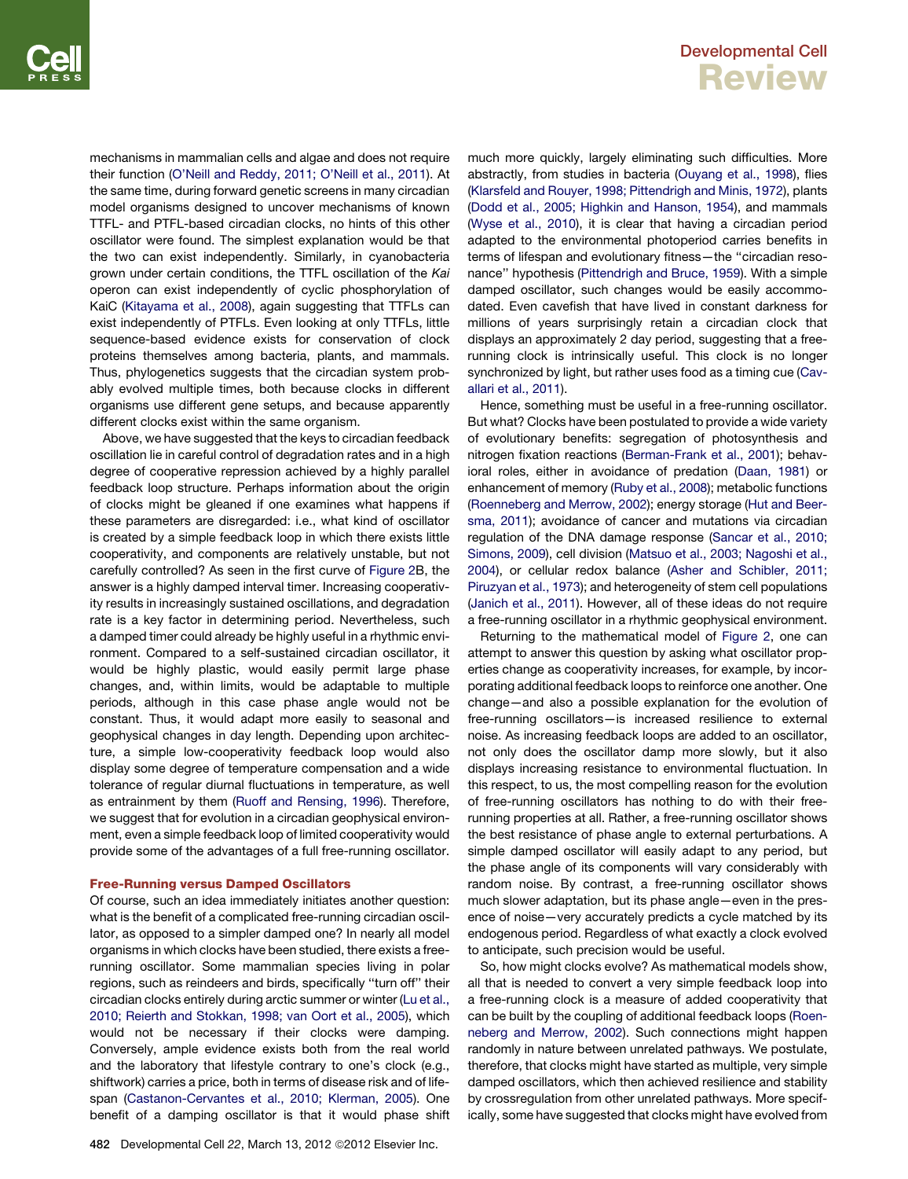mechanisms in mammalian cells and algae and does not require their function (O'Neill and Reddy, 2011; O'Neill et al., 2011). At the same time, during forward genetic screens in many circadian model organisms designed to uncover mechanisms of known TTFL- and PTFL-based circadian clocks, no hints of this other oscillator were found. The simplest explanation would be that the two can exist independently. Similarly, in cyanobacteria grown under certain conditions, the TTFL oscillation of the *Kai* operon can exist independently of cyclic phosphorylation of KaiC (Kitayama et al., 2008), again suggesting that TTFLs can exist independently of PTFLs. Even looking at only TTFLs, little sequence-based evidence exists for conservation of clock proteins themselves among bacteria, plants, and mammals. Thus, phylogenetics suggests that the circadian system probably evolved multiple times, both because clocks in different organisms use different gene setups, and because apparently different clocks exist within the same organism.

Above, we have suggested that the keys to circadian feedback oscillation lie in careful control of degradation rates and in a high degree of cooperative repression achieved by a highly parallel feedback loop structure. Perhaps information about the origin of clocks might be gleaned if one examines what happens if these parameters are disregarded: i.e., what kind of oscillator is created by a simple feedback loop in which there exists little cooperativity, and components are relatively unstable, but not carefully controlled? As seen in the first curve of Figure 2B, the answer is a highly damped interval timer. Increasing cooperativity results in increasingly sustained oscillations, and degradation rate is a key factor in determining period. Nevertheless, such a damped timer could already be highly useful in a rhythmic environment. Compared to a self-sustained circadian oscillator, it would be highly plastic, would easily permit large phase changes, and, within limits, would be adaptable to multiple periods, although in this case phase angle would not be constant. Thus, it would adapt more easily to seasonal and geophysical changes in day length. Depending upon architecture, a simple low-cooperativity feedback loop would also display some degree of temperature compensation and a wide tolerance of regular diurnal fluctuations in temperature, as well as entrainment by them (Ruoff and Rensing, 1996). Therefore, we suggest that for evolution in a circadian geophysical environment, even a simple feedback loop of limited cooperativity would provide some of the advantages of a full free-running oscillator.

### Free-Running versus Damped Oscillators

Of course, such an idea immediately initiates another question: what is the benefit of a complicated free-running circadian oscillator, as opposed to a simpler damped one? In nearly all model organisms in which clocks have been studied, there exists a free-running oscillator. Some mammalian species living in polar regions, such as reindeers and birds, specifically "turn off" their circadian clocks entirely during arctic summer or winter (Lu et al., 2010; Reierth and Stokkan, 1998; van Oort et al., 2005), which would not be necessary if their clocks were damping. Conversely, ample evidence exists both from the real world and the laboratory that lifestyle contrary to one's clock (e.g., shiftwork) carries a price, both in terms of disease risk and of lifespan (Castanon-Cervantes et al., 2010; Klerman, 2005). One benefit of a damping oscillator is that it would phase shift much more quickly, largely eliminating such difficulties. More abstractly, from studies in bacteria (Ouyang et al., 1998), flies (Klarsfeld and Rouyer, 1998; Pittendrigh and Minis, 1972), plants (Dodd et al., 2005; Highkin and Hanson, 1954), and mammals (Wyse et al., 2010), it is clear that having a circadian period adapted to the environmental photoperiod carries benefits in terms of lifespan and evolutionary fitness—the "circadian resonance" hypothesis (Pittendrigh and Bruce, 1959). With a simple damped oscillator, such changes would be easily accommodated. Even cavefish that have lived in constant darkness for millions of years surprisingly retain a circadian clock that displays an approximately 2 day period, suggesting that a free-running clock is intrinsically useful. This clock is no longer synchronized by light, but rather uses food as a timing cue (Cavallari et al., 2011).

Hence, something must be useful in a free-running oscillator. But what? Clocks have been postulated to provide a wide variety of evolutionary benefits: segregation of photosynthesis and nitrogen fixation reactions (Berman-Frank et al., 2001); behavioral roles, either in avoidance of predation (Daan, 1981) or enhancement of memory (Ruby et al., 2008); metabolic functions (Roenneberg and Merrow, 2002); energy storage (Hut and Beersma, 2011); avoidance of cancer and mutations via circadian regulation of the DNA damage response (Sancar et al., 2010; Simons, 2009), cell division (Matsuo et al., 2003; Nagoshi et al., 2004), or cellular redox balance (Asher and Schibler, 2011; Piruzyan et al., 1973); and heterogeneity of stem cell populations (Janich et al., 2011). However, all of these ideas do not require a free-running oscillator in a rhythmic geophysical environment.

Returning to the mathematical model of Figure 2, one can attempt to answer this question by asking what oscillator properties change as cooperativity increases, for example, by incorporating additional feedback loops to reinforce one another. One change—and also a possible explanation for the evolution of free-running oscillators—is increased resilience to external noise. As increasing feedback loops are added to an oscillator, not only does the oscillator damp more slowly, but it also displays increasing resistance to environmental fluctuation. In this respect, to us, the most compelling reason for the evolution of free-running oscillators has nothing to do with their free-running properties at all. Rather, a free-running oscillator shows the best resistance of phase angle to external perturbations. A simple damped oscillator will easily adapt to any period, but the phase angle of its components will vary considerably with random noise. By contrast, a free-running oscillator shows much slower adaptation, but its phase angle—even in the presence of noise—very accurately predicts a cycle matched by its endogenous period. Regardless of what exactly a clock evolved to anticipate, such precision would be useful.

So, how might clocks evolve? As mathematical models show, all that is needed to convert a very simple feedback loop into a free-running clock is a measure of added cooperativity that can be built by the coupling of additional feedback loops (Roenneberg and Merrow, 2002). Such connections might happen randomly in nature between unrelated pathways. We postulate, therefore, that clocks might have started as multiple, very simple damped oscillators, which then achieved resilience and stability by crossregulation from other unrelated pathways. More specifically, some have suggested that clocks might have evolved from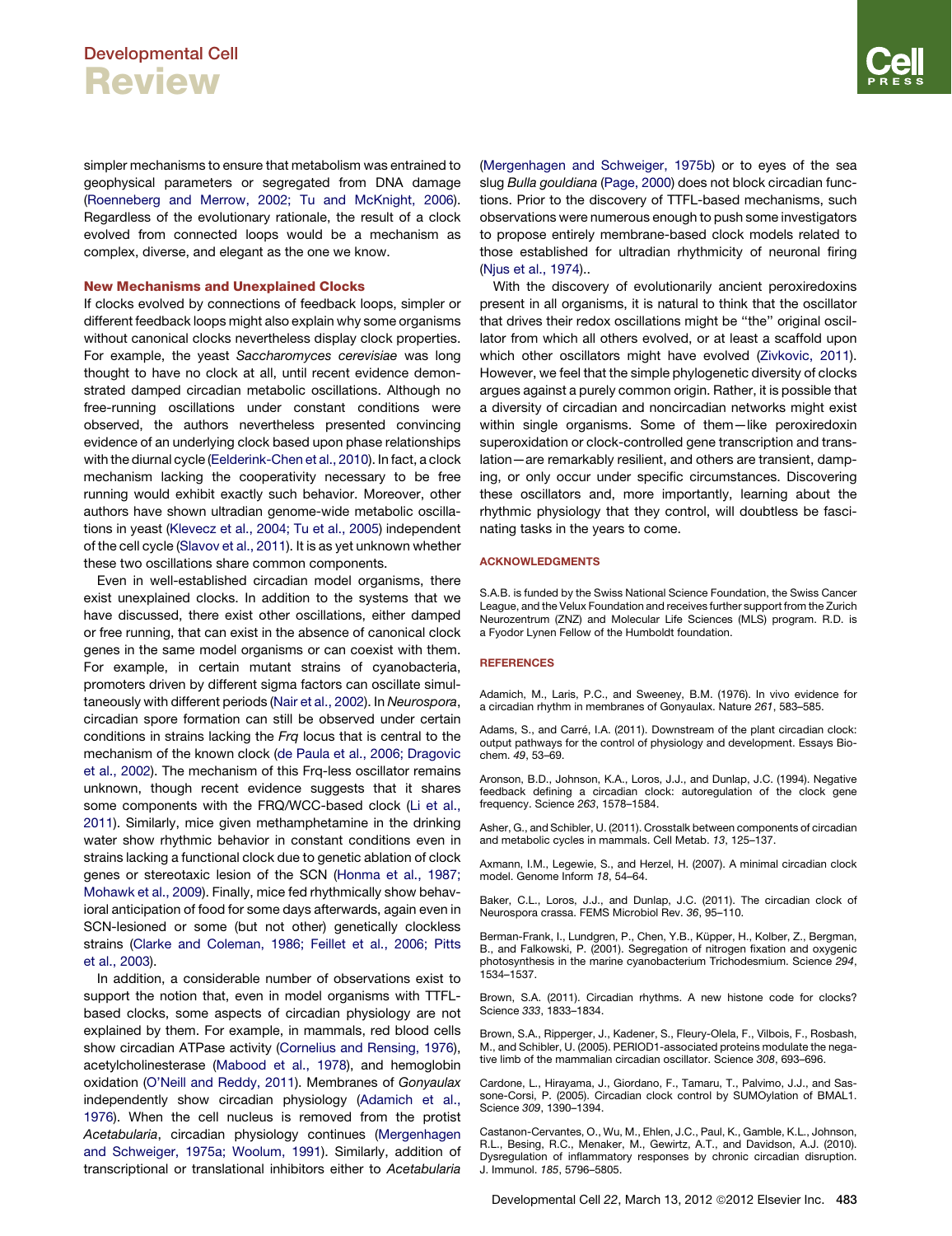simpler mechanisms to ensure that metabolism was entrained to geophysical parameters or segregated from DNA damage (Roenneberg and Merrow, 2002; Tu and McKnight, 2006). Regardless of the evolutionary rationale, the result of a clock evolved from connected loops would be a mechanism as complex, diverse, and elegant as the one we know.

## New Mechanisms and Unexplained Clocks

If clocks evolved by connections of feedback loops, simpler or different feedback loops might also explain why some organisms without canonical clocks nevertheless display clock properties. For example, the yeast *Saccharomyces cerevisiae* was long thought to have no clock at all, until recent evidence demonstrated damped circadian metabolic oscillations. Although no free-running oscillations under constant conditions were observed, the authors nevertheless presented convincing evidence of an underlying clock based upon phase relationships with the diurnal cycle (Eelderink-Chen et al., 2010). In fact, a clock mechanism lacking the cooperativity necessary to be free running would exhibit exactly such behavior. Moreover, other authors have shown ultradian genome-wide metabolic oscillations in yeast (Klevecz et al., 2004; Tu et al., 2005) independent of the cell cycle (Slavov et al., 2011). It is as yet unknown whether these two oscillations share common components.

Even in well-established circadian model organisms, there exist unexplained clocks. In addition to the systems that we have discussed, there exist other oscillations, either damped or free running, that can exist in the absence of canonical clock genes in the same model organisms or can coexist with them. For example, in certain mutant strains of cyanobacteria, promoters driven by different sigma factors can oscillate simultaneously with different periods (Nair et al., 2002). In *Neurospora*, circadian spore formation can still be observed under certain conditions in strains lacking the *Frq* locus that is central to the mechanism of the known clock (de Paula et al., 2006; Dragovic et al., 2002). The mechanism of this Frq-less oscillator remains unknown, though recent evidence suggests that it shares some components with the FRQ/WCC-based clock (Li et al., 2011). Similarly, mice given methamphetamine in the drinking water show rhythmic behavior in constant conditions even in strains lacking a functional clock due to genetic ablation of clock genes or stereotaxic lesion of the SCN (Honma et al., 1987; Mohawk et al., 2009). Finally, mice fed rhythmically show behavioral anticipation of food for some days afterwards, again even in SCN-lesioned or some (but not other) genetically clockless strains (Clarke and Coleman, 1986; Feillet et al., 2006; Pitts et al., 2003).

In addition, a considerable number of observations exist to support the notion that, even in model organisms with TTFL-based clocks, some aspects of circadian physiology are not explained by them. For example, in mammals, red blood cells show circadian ATPase activity (Cornelius and Rensing, 1976), acetylcholinesterase (Mabood et al., 1978), and hemoglobin oxidation (O'Neill and Reddy, 2011). Membranes of *Gonyaulax* independently show circadian physiology (Adamich et al., 1976). When the cell nucleus is removed from the protist *Acetabularia*, circadian physiology continues (Mergenhagen and Schweiger, 1975a; Woolum, 1991). Similarly, addition of transcriptional or translational inhibitors either to *Acetabularia* (Mergenhagen and Schweiger, 1975b) or to eyes of the sea slug *Bulla gouldiana* (Page, 2000) does not block circadian functions. Prior to the discovery of TTFL-based mechanisms, such observations were numerous enough to push some investigators to propose entirely membrane-based clock models related to those established for ultradian rhythmicity of neuronal firing (Njus et al., 1974)..

With the discovery of evolutionarily ancient peroxiredoxins present in all organisms, it is natural to think that the oscillator that drives their redox oscillations might be "the" original oscillator from which all others evolved, or at least a scaffold upon which other oscillators might have evolved (Zivkovic, 2011). However, we feel that the simple phylogenetic diversity of clocks argues against a purely common origin. Rather, it is possible that a diversity of circadian and noncircadian networks might exist within single organisms. Some of them—like peroxiredoxin superoxidation or clock-controlled gene transcription and translation—are remarkably resilient, and others are transient, damping, or only occur under specific circumstances. Discovering these oscillators and, more importantly, learning about the rhythmic physiology that they control, will doubtless be fascinating tasks in the years to come.

## ACKNOWLEDGMENTS

S.A.B. is funded by the Swiss National Science Foundation, the Swiss Cancer League, and the Velux Foundation and receives further support from the Zurich Neurozentrum (ZNZ) and Molecular Life Sciences (MLS) program. R.D. is a Fyodor Lynen Fellow of the Humboldt foundation.

## REFERENCES

Adamich, M., Laris, P.C., and Sweeney, B.M. (1976). In vivo evidence for a circadian rhythm in membranes of Gonyaulax. Nature *261*, 583–585.

Adams, S., and Carré, I.A. (2011). Downstream of the plant circadian clock: output pathways for the control of physiology and development. Essays Biochem. *49*, 53–69.

Aronson, B.D., Johnson, K.A., Loros, J.J., and Dunlap, J.C. (1994). Negative feedback defining a circadian clock: autoregulation of the clock gene frequency. Science *263*, 1578–1584.

Asher, G., and Schibler, U. (2011). Crosstalk between components of circadian and metabolic cycles in mammals. Cell Metab. *13*, 125–137.

Axmann, I.M., Legewie, S., and Herzel, H. (2007). A minimal circadian clock model. Genome Inform *18*, 54–64.

Baker, C.L., Loros, J.J., and Dunlap, J.C. (2011). The circadian clock of Neurospora crassa. FEMS Microbiol Rev. *36*, 95–110.

Berman-Frank, I., Lundgren, P., Chen, Y.B., Küpper, H., Kolber, Z., Bergman, B., and Falkowski, P. (2001). Segregation of nitrogen fixation and oxygenic photosynthesis in the marine cyanobacterium Trichodesmium. Science *294*, 1534–1537.

Brown, S.A. (2011). Circadian rhythms. A new histone code for clocks? Science *333*, 1833–1834.

Brown, S.A., Ripperger, J., Kadener, S., Fleury-Olela, F., Vilbois, F., Rosbash, M., and Schibler, U. (2005). PERIOD1-associated proteins modulate the negative limb of the mammalian circadian oscillator. Science *308*, 693–696.

Cardone, L., Hirayama, J., Giordano, F., Tamaru, T., Palvimo, J.J., and Sassone-Corsi, P. (2005). Circadian clock control by SUMOylation of BMAL1. Science *309*, 1390–1394.

Castanon-Cervantes, O., Wu, M., Ehlen, J.C., Paul, K., Gamble, K.L., Johnson, R.L., Besing, R.C., Menaker, M., Gewirtz, A.T., and Davidson, A.J. (2010). Dysregulation of inflammatory responses by chronic circadian disruption. J. Immunol. *185*, 5796–5805.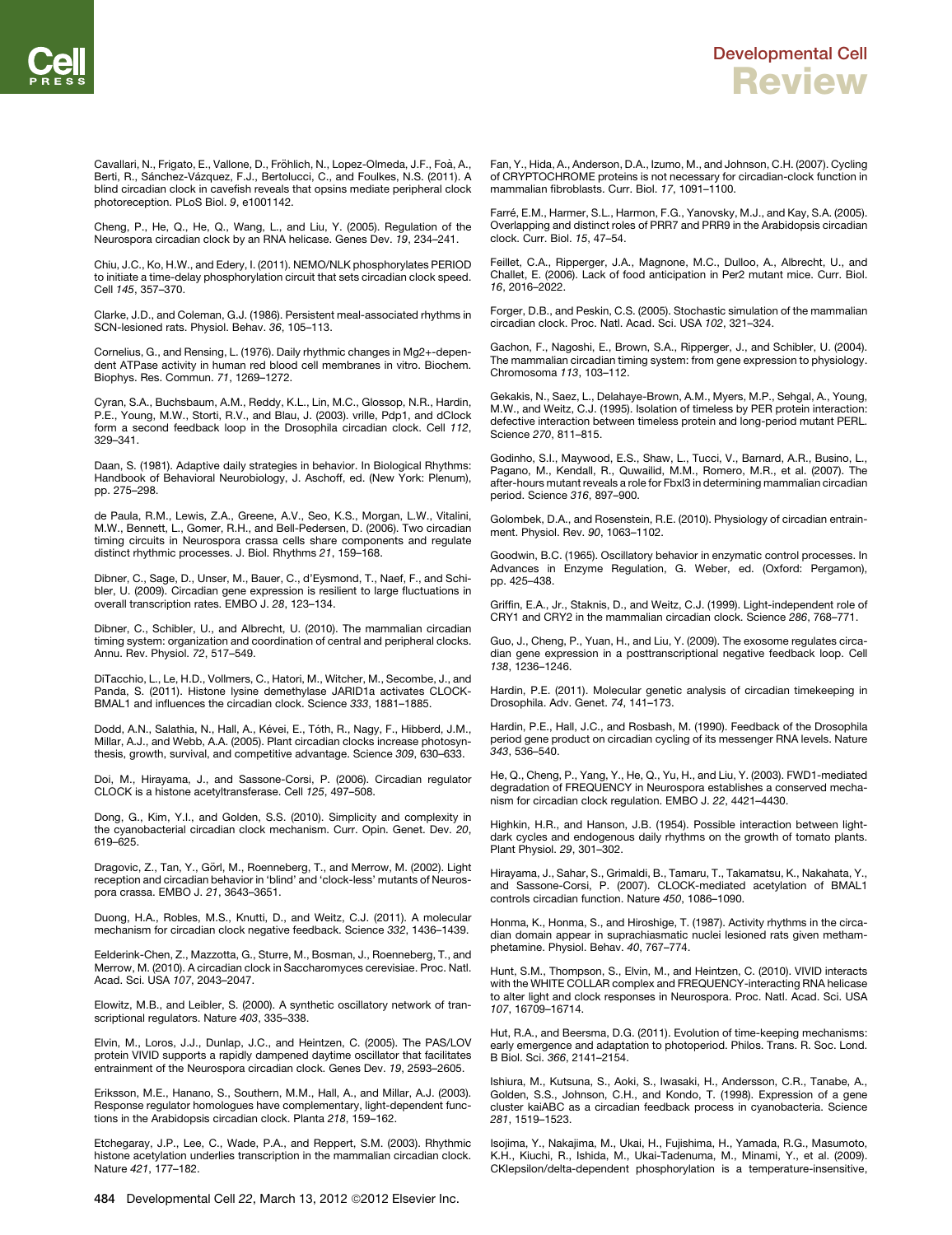Cavallari, N., Frigato, E., Vallone, D., Fröhlich, N., Lopez-Olmeda, J.F., Foà, A., Berti, R., Sánchez-Vázquez, F.J., Bertolucci, C., and Foulkes, N.S. (2011). A blind circadian clock in cavefish reveals that opsins mediate peripheral clock photoreception. PLoS Biol. *9*, e1001142.

Cheng, P., He, Q., He, Q., Wang, L., and Liu, Y. (2005). Regulation of the Neurospora circadian clock by an RNA helicase. Genes Dev. *19*, 234–241.

Chiu, J.C., Ko, H.W., and Edery, I. (2011). NEMO/NLK phosphorylates PERIOD to initiate a time-delay phosphorylation circuit that sets circadian clock speed. Cell *145*, 357–370.

Clarke, J.D., and Coleman, G.J. (1986). Persistent meal-associated rhythms in SCN-lesioned rats. Physiol. Behav. *36*, 105–113.

Cornelius, G., and Rensing, L. (1976). Daily rhythmic changes in Mg2+-dependent ATPase activity in human red blood cell membranes in vitro. Biochem. Biophys. Res. Commun. *71*, 1269–1272.

Cyran, S.A., Buchsbaum, A.M., Reddy, K.L., Lin, M.C., Glossop, N.R., Hardin, P.E., Young, M.W., Storti, R.V., and Blau, J. (2003). vrille, Pdp1, and dClock form a second feedback loop in the Drosophila circadian clock. Cell *112*, 329–341.

Daan, S. (1981). Adaptive daily strategies in behavior. In Biological Rhythms: Handbook of Behavioral Neurobiology, J. Aschoff, ed. (New York: Plenum), pp. 275–298.

de Paula, R.M., Lewis, Z.A., Greene, A.V., Seo, K.S., Morgan, L.W., Vitalini, M.W., Bennett, L., Gomer, R.H., and Bell-Pedersen, D. (2006). Two circadian timing circuits in Neurospora crassa cells share components and regulate distinct rhythmic processes. J. Biol. Rhythms *21*, 159–168.

Dibner, C., Sage, D., Unser, M., Bauer, C., d'Eysmond, T., Naef, F., and Schibler, U. (2009). Circadian gene expression is resilient to large fluctuations in overall transcription rates. EMBO J. *28*, 123–134.

Dibner, C., Schibler, U., and Albrecht, U. (2010). The mammalian circadian timing system: organization and coordination of central and peripheral clocks. Annu. Rev. Physiol. *72*, 517–549.

DiTacchio, L., Le, H.D., Vollmers, C., Hatori, M., Witcher, M., Secombe, J., and Panda, S. (2011). Histone lysine demethylase JARID1a activates CLOCK-BMAL1 and influences the circadian clock. Science *333*, 1881–1885.

Dodd, A.N., Salathia, N., Hall, A., Kévei, E., Tóth, R., Nagy, F., Hibberd, J.M., Millar, A.J., and Webb, A.A. (2005). Plant circadian clocks increase photosynthesis, growth, survival, and competitive advantage. Science *309*, 630–633.

Doi, M., Hirayama, J., and Sassone-Corsi, P. (2006). Circadian regulator CLOCK is a histone acetyltransferase. Cell *125*, 497–508.

Dong, G., Kim, Y.I., and Golden, S.S. (2010). Simplicity and complexity in the cyanobacterial circadian clock mechanism. Curr. Opin. Genet. Dev. *20*, 619–625.

Dragovic, Z., Tan, Y., Görl, M., Roenneberg, T., and Merrow, M. (2002). Light reception and circadian behavior in 'blind' and 'clock-less' mutants of Neurospora crassa. EMBO J. *21*, 3643–3651.

Duong, H.A., Robles, M.S., Knutti, D., and Weitz, C.J. (2011). A molecular mechanism for circadian clock negative feedback. Science *332*, 1436–1439.

Eelderink-Chen, Z., Mazzotta, G., Sturre, M., Bosman, J., Roenneberg, T., and Merrow, M. (2010). A circadian clock in Saccharomyces cerevisiae. Proc. Natl. Acad. Sci. USA *107*, 2043–2047.

Elowitz, M.B., and Leibler, S. (2000). A synthetic oscillatory network of transcriptional regulators. Nature *403*, 335–338.

Elvin, M., Loros, J.J., Dunlap, J.C., and Heintzen, C. (2005). The PAS/LOV protein VIVID supports a rapidly dampened daytime oscillator that facilitates entrainment of the Neurospora circadian clock. Genes Dev. *19*, 2593–2605.

Eriksson, M.E., Hanano, S., Southern, M.M., Hall, A., and Millar, A.J. (2003). Response regulator homologues have complementary, light-dependent functions in the Arabidopsis circadian clock. Planta *218*, 159–162.

Etchegaray, J.P., Lee, C., Wade, P.A., and Reppert, S.M. (2003). Rhythmic histone acetylation underlies transcription in the mammalian circadian clock. Nature *421*, 177–182.

Fan, Y., Hida, A., Anderson, D.A., Izumo, M., and Johnson, C.H. (2007). Cycling of CRYPTOCHROME proteins is not necessary for circadian-clock function in mammalian fibroblasts. Curr. Biol. *17*, 1091–1100.

Farré, E.M., Harmer, S.L., Harmon, F.G., Yanovsky, M.J., and Kay, S.A. (2005). Overlapping and distinct roles of PRR7 and PRR9 in the Arabidopsis circadian clock. Curr. Biol. *15*, 47–54.

Feillet, C.A., Ripperger, J.A., Magnone, M.C., Dulloo, A., Albrecht, U., and Challet, E. (2006). Lack of food anticipation in Per2 mutant mice. Curr. Biol. *16*, 2016–2022.

Forger, D.B., and Peskin, C.S. (2005). Stochastic simulation of the mammalian circadian clock. Proc. Natl. Acad. Sci. USA *102*, 321–324.

Gachon, F., Nagoshi, E., Brown, S.A., Ripperger, J., and Schibler, U. (2004). The mammalian circadian timing system: from gene expression to physiology. Chromosoma *113*, 103–112.

Gekakis, N., Saez, L., Delahaye-Brown, A.M., Myers, M.P., Sehgal, A., Young, M.W., and Weitz, C.J. (1995). Isolation of timeless by PER protein interaction: defective interaction between timeless protein and long-period mutant PERL. Science *270*, 811–815.

Godinho, S.I., Maywood, E.S., Shaw, L., Tucci, V., Barnard, A.R., Busino, L., Pagano, M., Kendall, R., Quwailid, M.M., Romero, M.R., et al. (2007). The after-hours mutant reveals a role for Fbxl3 in determining mammalian circadian period. Science *316*, 897–900.

Golombek, D.A., and Rosenstein, R.E. (2010). Physiology of circadian entrainment. Physiol. Rev. *90*, 1063–1102.

Goodwin, B.C. (1965). Oscillatory behavior in enzymatic control processes. In Advances in Enzyme Regulation, G. Weber, ed. (Oxford: Pergamon), pp. 425–438.

Griffin, E.A., Jr., Staknis, D., and Weitz, C.J. (1999). Light-independent role of CRY1 and CRY2 in the mammalian circadian clock. Science *286*, 768–771.

Guo, J., Cheng, P., Yuan, H., and Liu, Y. (2009). The exosome regulates circadian gene expression in a posttranscriptional negative feedback loop. Cell *138*, 1236–1246.

Hardin, P.E. (2011). Molecular genetic analysis of circadian timekeeping in Drosophila. Adv. Genet. *74*, 141–173.

Hardin, P.E., Hall, J.C., and Rosbash, M. (1990). Feedback of the Drosophila period gene product on circadian cycling of its messenger RNA levels. Nature *343*, 536–540.

He, Q., Cheng, P., Yang, Y., He, Q., Yu, H., and Liu, Y. (2003). FWD1-mediated degradation of FREQUENCY in Neurospora establishes a conserved mechanism for circadian clock regulation. EMBO J. *22*, 4421–4430.

Highkin, H.R., and Hanson, J.B. (1954). Possible interaction between light-dark cycles and endogenous daily rhythms on the growth of tomato plants. Plant Physiol. *29*, 301–302.

Hirayama, J., Sahar, S., Grimaldi, B., Tamaru, T., Takamatsu, K., Nakahata, Y., and Sassone-Corsi, P. (2007). CLOCK-mediated acetylation of BMAL1 controls circadian function. Nature *450*, 1086–1090.

Honma, K., Honma, S., and Hiroshige, T. (1987). Activity rhythms in the circadian domain appear in suprachiasmatic nuclei lesioned rats given methamphetamine. Physiol. Behav. *40*, 767–774.

Hunt, S.M., Thompson, S., Elvin, M., and Heintzen, C. (2010). VIVID interacts with the WHITE COLLAR complex and FREQUENCY-interacting RNA helicase to alter light and clock responses in Neurospora. Proc. Natl. Acad. Sci. USA *107*, 16709–16714.

Hut, R.A., and Beersma, D.G. (2011). Evolution of time-keeping mechanisms: early emergence and adaptation to photoperiod. Philos. Trans. R. Soc. Lond. B Biol. Sci. *366*, 2141–2154.

Ishiura, M., Kutsuna, S., Aoki, S., Iwasaki, H., Andersson, C.R., Tanabe, A., Golden, S.S., Johnson, C.H., and Kondo, T. (1998). Expression of a gene cluster kaiABC as a circadian feedback process in cyanobacteria. Science *281*, 1519–1523.

Isojima, Y., Nakajima, M., Ukai, H., Fujishima, H., Yamada, R.G., Masumoto, K.H., Kiuchi, R., Ishida, M., Ukai-Tadenuma, M., Minami, Y., et al. (2009). CKIepsilon/delta-dependent phosphorylation is a temperature-insensitive,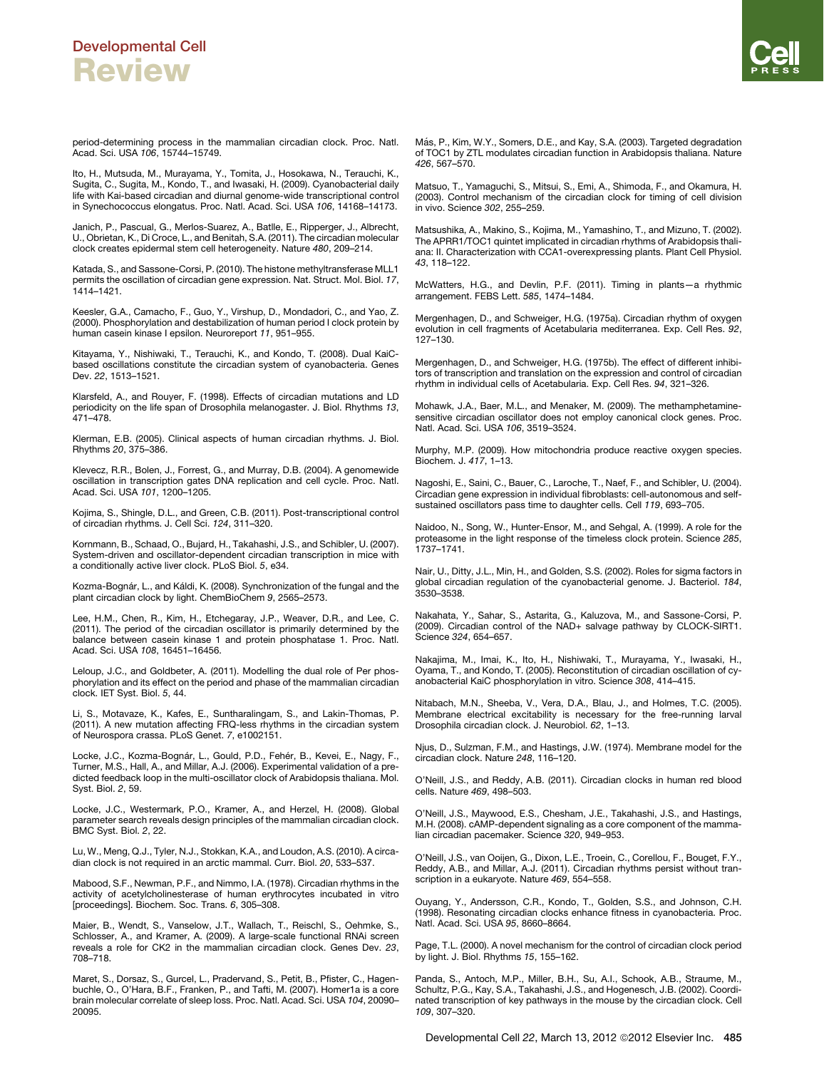period-determining process in the mammalian circadian clock. Proc. Natl. Acad. Sci. USA *106*, 15744–15749.

Ito, H., Mutsuda, M., Murayama, Y., Tomita, J., Hosokawa, N., Terauchi, K., Sugita, C., Sugita, M., Kondo, T., and Iwasaki, H. (2009). Cyanobacterial daily life with Kai-based circadian and diurnal genome-wide transcriptional control in Synechococcus elongatus. Proc. Natl. Acad. Sci. USA *106*, 14168–14173.

Janich, P., Pascual, G., Merlos-Suarez, A., Batlle, E., Ripperger, J., Albrecht, U., Obrietan, K., Di Croce, L., and Benitah, S.A. (2011). The circadian molecular clock creates epidermal stem cell heterogeneity. Nature *480*, 209–214.

Katada, S., and Sassone-Corsi, P. (2010). The histone methyltransferase MLL1 permits the oscillation of circadian gene expression. Nat. Struct. Mol. Biol. *17*, 1414–1421.

Keesler, G.A., Camacho, F., Guo, Y., Virshup, D., Mondadori, C., and Yao, Z. (2000). Phosphorylation and destabilization of human period I clock protein by human casein kinase I epsilon. Neuroreport *11*, 951–955.

Kitayama, Y., Nishiwaki, T., Terauchi, K., and Kondo, T. (2008). Dual KaiC-based oscillations constitute the circadian system of cyanobacteria. Genes Dev. *22*, 1513–1521.

Klarsfeld, A., and Rouyer, F. (1998). Effects of circadian mutations and LD periodicity on the life span of Drosophila melanogaster. J. Biol. Rhythms *13*, 471–478.

Klerman, E.B. (2005). Clinical aspects of human circadian rhythms. J. Biol. Rhythms *20*, 375–386.

Klevecz, R.R., Bolen, J., Forrest, G., and Murray, D.B. (2004). A genomewide oscillation in transcription gates DNA replication and cell cycle. Proc. Natl. Acad. Sci. USA *101*, 1200–1205.

Kojima, S., Shingle, D.L., and Green, C.B. (2011). Post-transcriptional control of circadian rhythms. J. Cell Sci. *124*, 311–320.

Kornmann, B., Schaad, O., Bujard, H., Takahashi, J.S., and Schibler, U. (2007). System-driven and oscillator-dependent circadian transcription in mice with a conditionally active liver clock. PLoS Biol. *5*, e34.

Kozma-Bognár, L., and Káldi, K. (2008). Synchronization of the fungal and the plant circadian clock by light. ChemBioChem *9*, 2565–2573.

Lee, H.M., Chen, R., Kim, H., Etchegaray, J.P., Weaver, D.R., and Lee, C. (2011). The period of the circadian oscillator is primarily determined by the balance between casein kinase 1 and protein phosphatase 1. Proc. Natl. Acad. Sci. USA *108*, 16451–16456.

Leloup, J.C., and Goldbeter, A. (2011). Modelling the dual role of Per phosphorylation and its effect on the period and phase of the mammalian circadian clock. IET Syst. Biol. *5*, 44.

Li, S., Motavaze, K., Kafes, E., Suntharalingam, S., and Lakin-Thomas, P. (2011). A new mutation affecting FRQ-less rhythms in the circadian system of Neurospora crassa. PLoS Genet. *7*, e1002151.

Locke, J.C., Kozma-Bognár, L., Gould, P.D., Fehér, B., Kevei, E., Nagy, F., Turner, M.S., Hall, A., and Millar, A.J. (2006). Experimental validation of a predicted feedback loop in the multi-oscillator clock of Arabidopsis thaliana. Mol. Syst. Biol. *2*, 59.

Locke, J.C., Westermark, P.O., Kramer, A., and Herzel, H. (2008). Global parameter search reveals design principles of the mammalian circadian clock. BMC Syst. Biol. *2*, 22.

Lu, W., Meng, Q.J., Tyler, N.J., Stokkan, K.A., and Loudon, A.S. (2010). A circadian clock is not required in an arctic mammal. Curr. Biol. *20*, 533–537.

Mabood, S.F., Newman, P.F., and Nimmo, I.A. (1978). Circadian rhythms in the activity of acetylcholinesterase of human erythrocytes incubated in vitro [proceedings]. Biochem. Soc. Trans. *6*, 305–308.

Maier, B., Wendt, S., Vanselow, J.T., Wallach, T., Reischl, S., Oehmke, S., Schlosser, A., and Kramer, A. (2009). A large-scale functional RNAi screen reveals a role for CK2 in the mammalian circadian clock. Genes Dev. *23*, 708–718.

Maret, S., Dorsaz, S., Gurcel, L., Pradervand, S., Petit, B., Pfister, C., Hagenbuchle, O., O'Hara, B.F., Franken, P., and Tafti, M. (2007). Homer1a is a core brain molecular correlate of sleep loss. Proc. Natl. Acad. Sci. USA *104*, 20090–20095.

Más, P., Kim, W.Y., Somers, D.E., and Kay, S.A. (2003). Targeted degradation of TOC1 by ZTL modulates circadian function in Arabidopsis thaliana. Nature *426*, 567–570.

Matsuo, T., Yamaguchi, S., Mitsui, S., Emi, A., Shimoda, F., and Okamura, H. (2003). Control mechanism of the circadian clock for timing of cell division in vivo. Science *302*, 255–259.

Matsushika, A., Makino, S., Kojima, M., Yamashino, T., and Mizuno, T. (2002). The APRR1/TOC1 quintet implicated in circadian rhythms of Arabidopsis thaliana: II. Characterization with CCA1-overexpressing plants. Plant Cell Physiol. *43*, 118–122.

McWatters, H.G., and Devlin, P.F. (2011). Timing in plants—a rhythmic arrangement. FEBS Lett. *585*, 1474–1484.

Mergenhagen, D., and Schweiger, H.G. (1975a). Circadian rhythm of oxygen evolution in cell fragments of Acetabularia mediterranea. Exp. Cell Res. *92*, 127–130.

Mergenhagen, D., and Schweiger, H.G. (1975b). The effect of different inhibitors of transcription and translation on the expression and control of circadian rhythm in individual cells of Acetabularia. Exp. Cell Res. *94*, 321–326.

Mohawk, J.A., Baer, M.L., and Menaker, M. (2009). The methamphetamine-sensitive circadian oscillator does not employ canonical clock genes. Proc. Natl. Acad. Sci. USA *106*, 3519–3524.

Murphy, M.P. (2009). How mitochondria produce reactive oxygen species. Biochem. J. *417*, 1–13.

Nagoshi, E., Saini, C., Bauer, C., Laroche, T., Naef, F., and Schibler, U. (2004). Circadian gene expression in individual fibroblasts: cell-autonomous and self-sustained oscillators pass time to daughter cells. Cell *119*, 693–705.

Naidoo, N., Song, W., Hunter-Ensor, M., and Sehgal, A. (1999). A role for the proteasome in the light response of the timeless clock protein. Science *285*, 1737–1741.

Nair, U., Ditty, J.L., Min, H., and Golden, S.S. (2002). Roles for sigma factors in global circadian regulation of the cyanobacterial genome. J. Bacteriol. *184*, 3530–3538.

Nakahata, Y., Sahar, S., Astarita, G., Kaluzova, M., and Sassone-Corsi, P. (2009). Circadian control of the NAD+ salvage pathway by CLOCK-SIRT1. Science *324*, 654–657.

Nakajima, M., Imai, K., Ito, H., Nishiwaki, T., Murayama, Y., Iwasaki, H., Oyama, T., and Kondo, T. (2005). Reconstitution of circadian oscillation of cyanobacterial KaiC phosphorylation in vitro. Science *308*, 414–415.

Nitabach, M.N., Sheeba, V., Vera, D.A., Blau, J., and Holmes, T.C. (2005). Membrane electrical excitability is necessary for the free-running larval Drosophila circadian clock. J. Neurobiol. *62*, 1–13.

Njus, D., Sulzman, F.M., and Hastings, J.W. (1974). Membrane model for the circadian clock. Nature *248*, 116–120.

O'Neill, J.S., and Reddy, A.B. (2011). Circadian clocks in human red blood cells. Nature *469*, 498–503.

O'Neill, J.S., Maywood, E.S., Chesham, J.E., Takahashi, J.S., and Hastings, M.H. (2008). cAMP-dependent signaling as a core component of the mammalian circadian pacemaker. Science *320*, 949–953.

O'Neill, J.S., van Ooijen, G., Dixon, L.E., Troein, C., Corellou, F., Bouget, F.Y., Reddy, A.B., and Millar, A.J. (2011). Circadian rhythms persist without transcription in a eukaryote. Nature *469*, 554–558.

Ouyang, Y., Andersson, C.R., Kondo, T., Golden, S.S., and Johnson, C.H. (1998). Resonating circadian clocks enhance fitness in cyanobacteria. Proc. Natl. Acad. Sci. USA *95*, 8660–8664.

Page, T.L. (2000). A novel mechanism for the control of circadian clock period by light. J. Biol. Rhythms *15*, 155–162.

Panda, S., Antoch, M.P., Miller, B.H., Su, A.I., Schook, A.B., Straume, M., Schultz, P.G., Kay, S.A., Takahashi, J.S., and Hogenesch, J.B. (2002). Coordinated transcription of key pathways in the mouse by the circadian clock. Cell *109*, 307–320.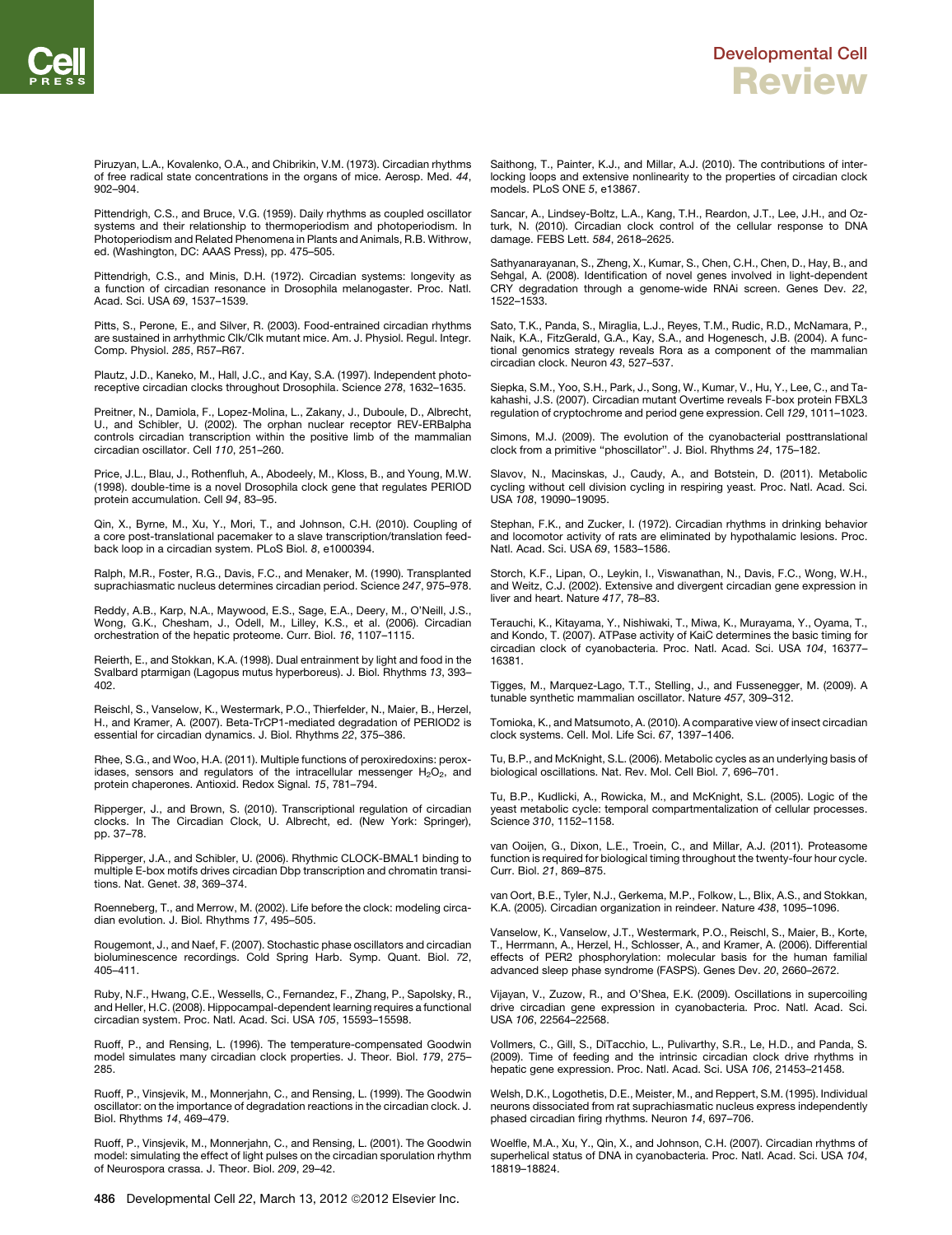Piruzyan, L.A., Kovalenko, O.A., and Chibrikin, V.M. (1973). Circadian rhythms of free radical state concentrations in the organs of mice. Aerosp. Med. *44*, 902–904.

Pittendrigh, C.S., and Bruce, V.G. (1959). Daily rhythms as coupled oscillator systems and their relationship to thermoperiodism and photoperiodism. In Photoperiodism and Related Phenomena in Plants and Animals, R.B. Withrow, ed. (Washington, DC: AAAS Press), pp. 475–505.

Pittendrigh, C.S., and Minis, D.H. (1972). Circadian systems: longevity as a function of circadian resonance in Drosophila melanogaster. Proc. Natl. Acad. Sci. USA *69*, 1537–1539.

Pitts, S., Perone, E., and Silver, R. (2003). Food-entrained circadian rhythms are sustained in arrhythmic Clk/Clk mutant mice. Am. J. Physiol. Regul. Integr. Comp. Physiol. *285*, R57–R67.

Plautz, J.D., Kaneko, M., Hall, J.C., and Kay, S.A. (1997). Independent photoreceptive circadian clocks throughout Drosophila. Science *278*, 1632–1635.

Preitner, N., Damiola, F., Lopez-Molina, L., Zakany, J., Duboule, D., Albrecht, U., and Schibler, U. (2002). The orphan nuclear receptor REV-ERBalpha controls circadian transcription within the positive limb of the mammalian circadian oscillator. Cell *110*, 251–260.

Price, J.L., Blau, J., Rothenfluh, A., Abodeely, M., Kloss, B., and Young, M.W. (1998). double-time is a novel Drosophila clock gene that regulates PERIOD protein accumulation. Cell *94*, 83–95.

Qin, X., Byrne, M., Xu, Y., Mori, T., and Johnson, C.H. (2010). Coupling of a core post-translational pacemaker to a slave transcription/translation feedback loop in a circadian system. PLoS Biol. *8*, e1000394.

Ralph, M.R., Foster, R.G., Davis, F.C., and Menaker, M. (1990). Transplanted suprachiasmatic nucleus determines circadian period. Science *247*, 975–978.

Reddy, A.B., Karp, N.A., Maywood, E.S., Sage, E.A., Deery, M., O'Neill, J.S., Wong, G.K., Chesham, J., Odell, M., Lilley, K.S., et al. (2006). Circadian orchestration of the hepatic proteome. Curr. Biol. *16*, 1107–1115.

Reierth, E., and Stokkan, K.A. (1998). Dual entrainment by light and food in the Svalbard ptarmigan (Lagopus mutus hyperboreus). J. Biol. Rhythms *13*, 393–402.

Reischl, S., Vanselow, K., Westermark, P.O., Thierfelder, N., Maier, B., Herzel, H., and Kramer, A. (2007). Beta-TrCP1-mediated degradation of PERIOD2 is essential for circadian dynamics. J. Biol. Rhythms *22*, 375–386.

Rhee, S.G., and Woo, H.A. (2011). Multiple functions of peroxiredoxins: peroxidases, sensors and regulators of the intracellular messenger $H_2O_2$, and protein chaperones. Antioxid. Redox Signal. *15*, 781–794.

Ripperger, J., and Brown, S. (2010). Transcriptional regulation of circadian clocks. In The Circadian Clock, U. Albrecht, ed. (New York: Springer), pp. 37–78.

Ripperger, J.A., and Schibler, U. (2006). Rhythmic CLOCK-BMAL1 binding to multiple E-box motifs drives circadian Dbp transcription and chromatin transitions. Nat. Genet. *38*, 369–374.

Roenneberg, T., and Merrow, M. (2002). Life before the clock: modeling circadian evolution. J. Biol. Rhythms *17*, 495–505.

Rougemont, J., and Naef, F. (2007). Stochastic phase oscillators and circadian bioluminescence recordings. Cold Spring Harb. Symp. Quant. Biol. *72*, 405–411.

Ruby, N.F., Hwang, C.E., Wessells, C., Fernandez, F., Zhang, P., Sapolsky, R., and Heller, H.C. (2008). Hippocampal-dependent learning requires a functional circadian system. Proc. Natl. Acad. Sci. USA *105*, 15593–15598.

Ruoff, P., and Rensing, L. (1996). The temperature-compensated Goodwin model simulates many circadian clock properties. J. Theor. Biol. *179*, 275–285.

Ruoff, P., Vinsjevik, M., Monnerjahn, C., and Rensing, L. (1999). The Goodwin oscillator: on the importance of degradation reactions in the circadian clock. J. Biol. Rhythms *14*, 469–479.

Ruoff, P., Vinsjevik, M., Monnerjahn, C., and Rensing, L. (2001). The Goodwin model: simulating the effect of light pulses on the circadian sporulation rhythm of Neurospora crassa. J. Theor. Biol. *209*, 29–42.

Saithong, T., Painter, K.J., and Millar, A.J. (2010). The contributions of interlocking loops and extensive nonlinearity to the properties of circadian clock models. PLoS ONE *5*, e13867.

Sancar, A., Lindsey-Boltz, L.A., Kang, T.H., Reardon, J.T., Lee, J.H., and Ozturk, N. (2010). Circadian clock control of the cellular response to DNA damage. FEBS Lett. *584*, 2618–2625.

Sathyanarayanan, S., Zheng, X., Kumar, S., Chen, C.H., Chen, D., Hay, B., and Sehgal, A. (2008). Identification of novel genes involved in light-dependent CRY degradation through a genome-wide RNAi screen. Genes Dev. *22*, 1522–1533.

Sato, T.K., Panda, S., Miraglia, L.J., Reyes, T.M., Rudic, R.D., McNamara, P., Naik, K.A., FitzGerald, G.A., Kay, S.A., and Hogenesch, J.B. (2004). A functional genomics strategy reveals Rora as a component of the mammalian circadian clock. Neuron *43*, 527–537.

Siepka, S.M., Yoo, S.H., Park, J., Song, W., Kumar, V., Hu, Y., Lee, C., and Takahashi, J.S. (2007). Circadian mutant Overtime reveals F-box protein FBXL3 regulation of cryptochrome and period gene expression. Cell *129*, 1011–1023.

Simons, M.J. (2009). The evolution of the cyanobacterial posttranslational clock from a primitive "phoscillator". J. Biol. Rhythms *24*, 175–182.

Slavov, N., Macinskas, J., Caudy, A., and Botstein, D. (2011). Metabolic cycling without cell division cycling in respiring yeast. Proc. Natl. Acad. Sci. USA *108*, 19090–19095.

Stephan, F.K., and Zucker, I. (1972). Circadian rhythms in drinking behavior and locomotor activity of rats are eliminated by hypothalamic lesions. Proc. Natl. Acad. Sci. USA *69*, 1583–1586.

Storch, K.F., Lipan, O., Leykin, I., Viswanathan, N., Davis, F.C., Wong, W.H., and Weitz, C.J. (2002). Extensive and divergent circadian gene expression in liver and heart. Nature *417*, 78–83.

Terauchi, K., Kitayama, Y., Nishiwaki, T., Miwa, K., Murayama, Y., Oyama, T., and Kondo, T. (2007). ATPase activity of KaiC determines the basic timing for circadian clock of cyanobacteria. Proc. Natl. Acad. Sci. USA *104*, 16377–16381.

Tigges, M., Marquez-Lago, T.T., Stelling, J., and Fussenegger, M. (2009). A tunable synthetic mammalian oscillator. Nature *457*, 309–312.

Tomioka, K., and Matsumoto, A. (2010). A comparative view of insect circadian clock systems. Cell. Mol. Life Sci. *67*, 1397–1406.

Tu, B.P., and McKnight, S.L. (2006). Metabolic cycles as an underlying basis of biological oscillations. Nat. Rev. Mol. Cell Biol. *7*, 696–701.

Tu, B.P., Kudlicki, A., Rowicka, M., and McKnight, S.L. (2005). Logic of the yeast metabolic cycle: temporal compartmentalization of cellular processes. Science *310*, 1152–1158.

van Ooijen, G., Dixon, L.E., Troein, C., and Millar, A.J. (2011). Proteasome function is required for biological timing throughout the twenty-four hour cycle. Curr. Biol. *21*, 869–875.

van Oort, B.E., Tyler, N.J., Gerkema, M.P., Folkow, L., Blix, A.S., and Stokkan, K.A. (2005). Circadian organization in reindeer. Nature *438*, 1095–1096.

Vanselow, K., Vanselow, J.T., Westermark, P.O., Reischl, S., Maier, B., Korte, T., Herrmann, A., Herzel, H., Schlosser, A., and Kramer, A. (2006). Differential effects of PER2 phosphorylation: molecular basis for the human familial advanced sleep phase syndrome (FASPS). Genes Dev. *20*, 2660–2672.

Vijayan, V., Zuzow, R., and O'Shea, E.K. (2009). Oscillations in supercoiling drive circadian gene expression in cyanobacteria. Proc. Natl. Acad. Sci. USA *106*, 22564–22568.

Vollmers, C., Gill, S., DiTacchio, L., Pulivarthy, S.R., Le, H.D., and Panda, S. (2009). Time of feeding and the intrinsic circadian clock drive rhythms in hepatic gene expression. Proc. Natl. Acad. Sci. USA *106*, 21453–21458.

Welsh, D.K., Logothetis, D.E., Meister, M., and Peppert, S.M. (1995). Individual neurons dissociated from rat suprachiasmatic nucleus express independently phased circadian firing rhythms. Neuron *14*, 697–706.

Woelfle, M.A., Xu, Y., Qin, X., and Johnson, C.H. (2007). Circadian rhythms of superhelical status of DNA in cyanobacteria. Proc. Natl. Acad. Sci. USA *104*, 18819–18824.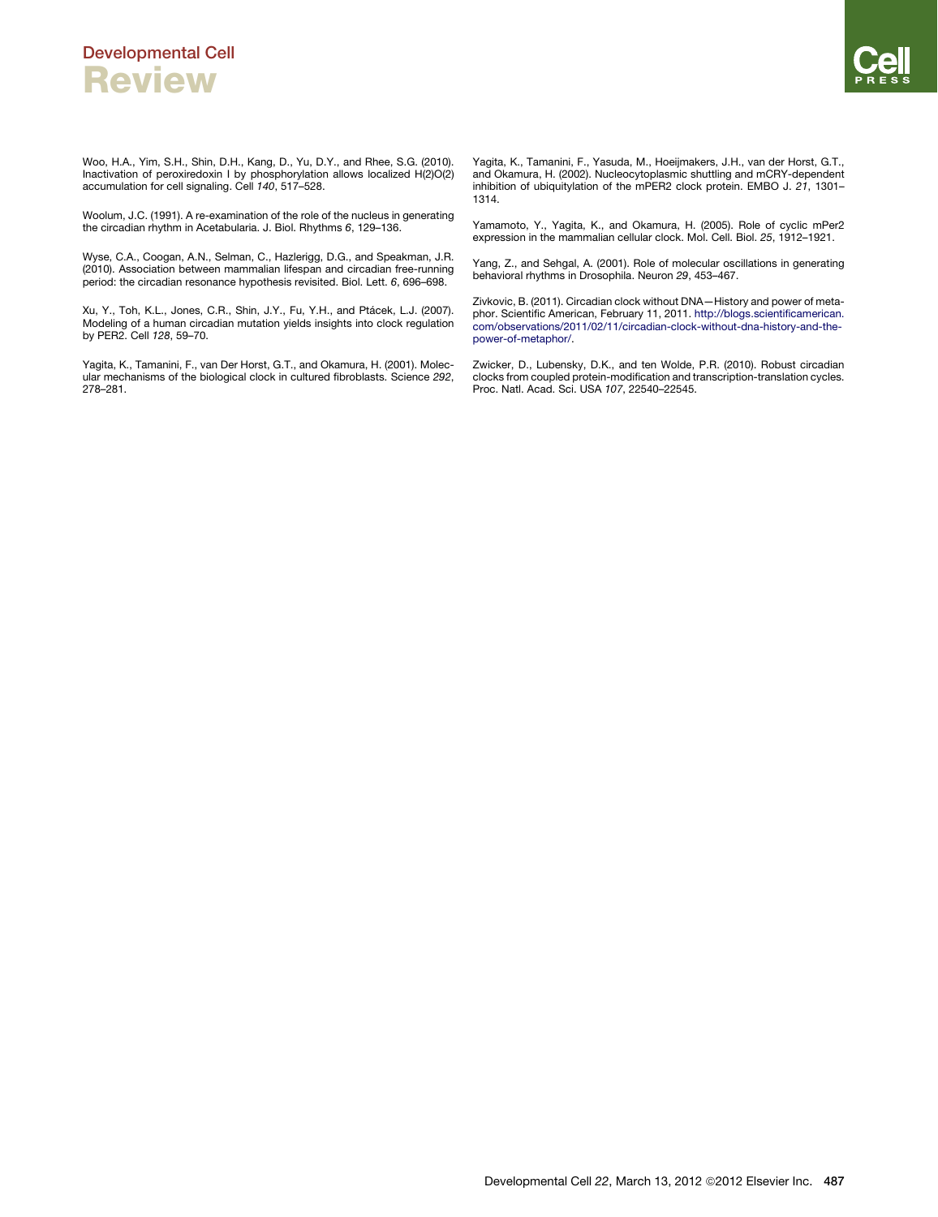Woo, H.A., Yim, S.H., Shin, D.H., Kang, D., Yu, D.Y., and Rhee, S.G. (2010). Inactivation of peroxiredoxin I by phosphorylation allows localized H(2)O(2) accumulation for cell signaling. Cell *140*, 517–528.

Woolum, J.C. (1991). A re-examination of the role of the nucleus in generating the circadian rhythm in Acetabularia. J. Biol. Rhythms *6*, 129–136.

Wyse, C.A., Coogan, A.N., Selman, C., Hazlerigg, D.G., and Speakman, J.R. (2010). Association between mammalian lifespan and circadian free-running period: the circadian resonance hypothesis revisited. Biol. Lett. *6*, 696–698.

Xu, Y., Toh, K.L., Jones, C.R., Shin, J.Y., Fu, Y.H., and Ptácek, L.J. (2007). Modeling of a human circadian mutation yields insights into clock regulation by PER2. Cell *128*, 59–70.

Yagita, K., Tamanini, F., van Der Horst, G.T., and Okamura, H. (2001). Molecular mechanisms of the biological clock in cultured fibroblasts. Science *292*, 278–281.

Yagita, K., Tamanini, F., Yasuda, M., Hoeijmakers, J.H., van der Horst, G.T., and Okamura, H. (2002). Nucleocytoplasmic shuttling and mCRY-dependent inhibition of ubiquitylation of the mPER2 clock protein. EMBO J. *21*, 1301–1314.

Yamamoto, Y., Yagita, K., and Okamura, H. (2005). Role of cyclic mPer2 expression in the mammalian cellular clock. Mol. Cell. Biol. *25*, 1912–1921.

Yang, Z., and Sehgal, A. (2001). Role of molecular oscillations in generating behavioral rhythms in Drosophila. Neuron *29*, 453–467.

Zivkovic, B. (2011). Circadian clock without DNA—History and power of metaphor. Scientific American, February 11, 2011. http://blogs.scientificamerican.com/observations/2011/02/11/circadian-clock-without-dna-history-and-the-power-of-metaphor/.

Zwicker, D., Lubensky, D.K., and ten Wolde, P.R. (2010). Robust circadian clocks from coupled protein-modification and transcription-translation cycles. Proc. Natl. Acad. Sci. USA *107*, 22540–22545.